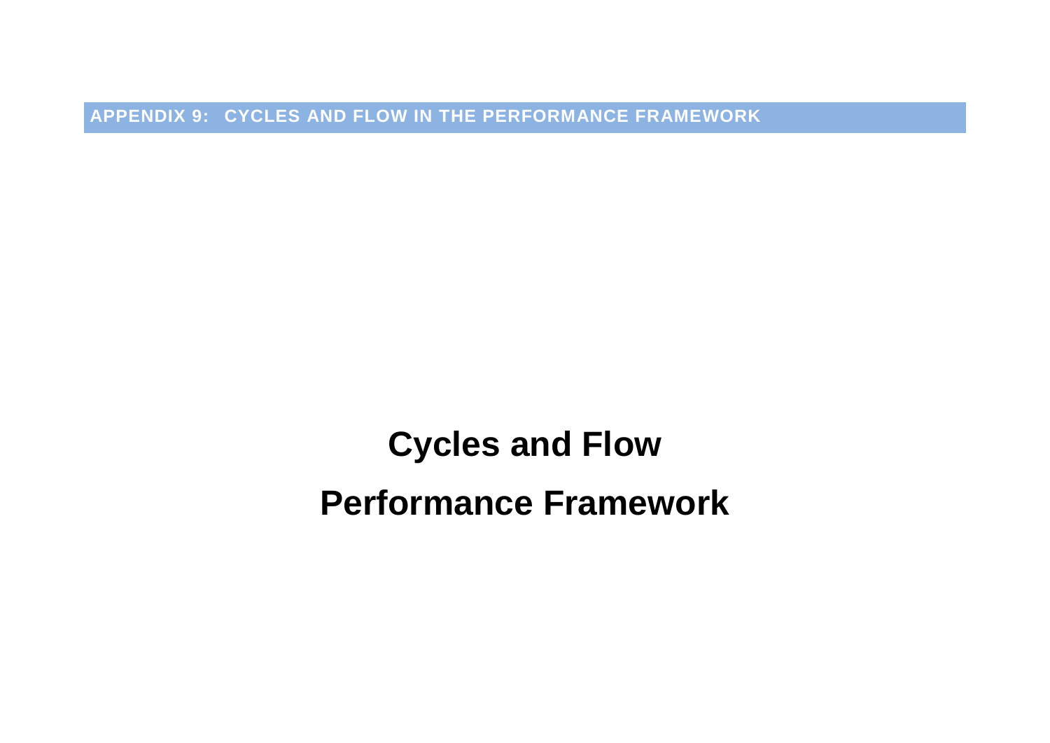**APPENDIX 9: CYCLES AND FLOW IN THE PERFORMANCE FRAMEWORK**

# Cycles and Flow

# Performance Framework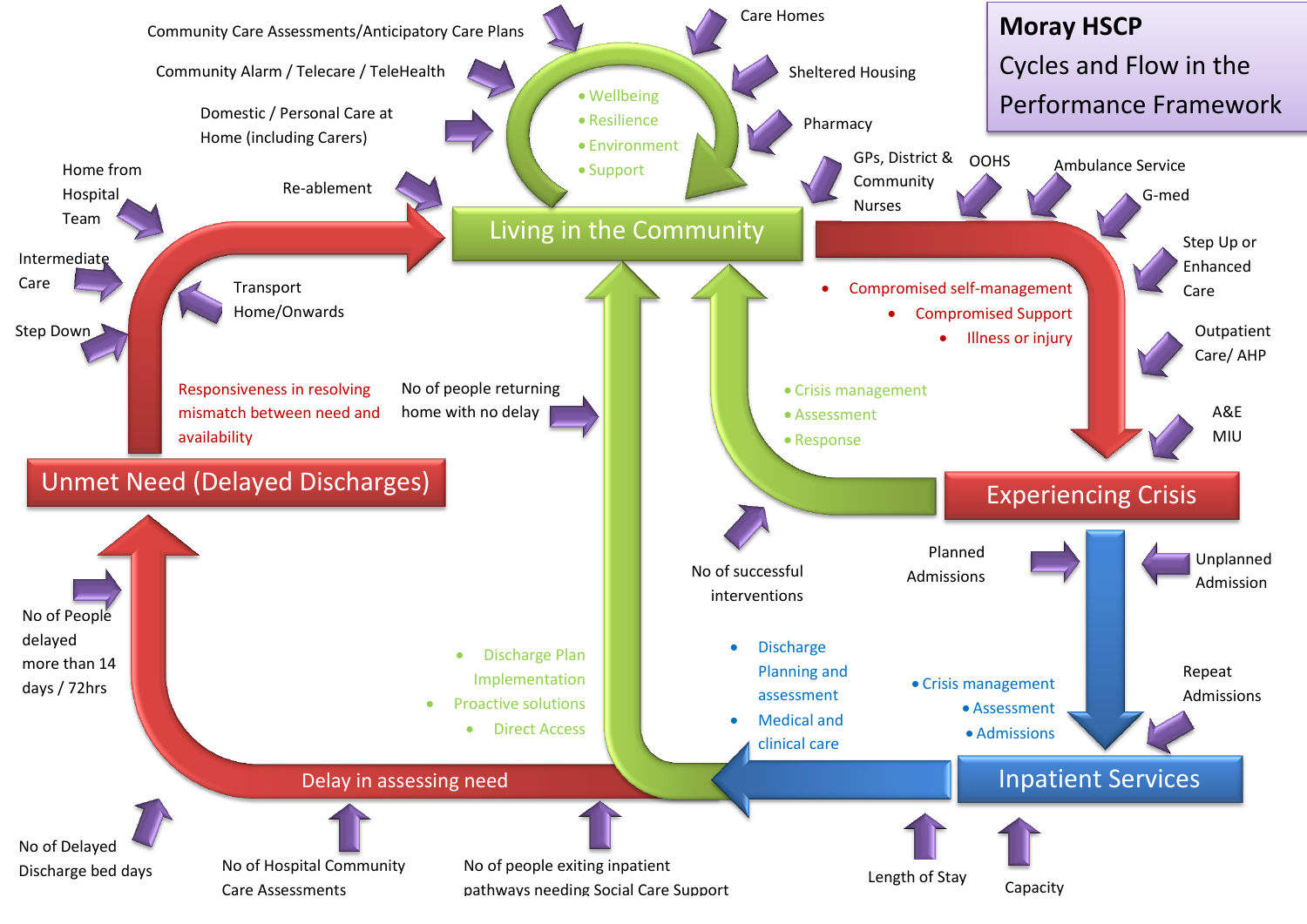# Moray HSCP
## Cycles and Flow in the Performance Framework

Community Care Assessments/Anticipatory Care Plans

Care Homes

Community Alarm / Telecare / TeleHealth

Sheltered Housing

Domestic / Personal Care at Home (including Carers)

Pharmacy

- Wellbeing
- Resilience
- Environment
- Support

Home from Hospital Team

Re-ablement

GPs, District & Community Nurses

OOHS

Ambulance Service

G-med

Living in the Community

Intermediate Care

Transport Home/Onwards

Step Up or Enhanced Care

- Compromised self-management
- Compromised Support
- Illness or injury

Step Down

Outpatient Care/ AHP

Responsiveness in resolving mismatch between need and availability

No of people returning home with no delay

- Crisis management
- Assessment
- Response

A&E MIU

Unmet Need (Delayed Discharges)

Experiencing Crisis

No of successful interventions

Planned Admissions

Unplanned Admission

No of People delayed more than 14 days / 72hrs

- Discharge Plan Implementation
- Proactive solutions
- Direct Access

- Discharge Planning and assessment
- Medical and clinical care

- Crisis management
- Assessment
- Admissions

Repeat Admissions

Delay in assessing need

Inpatient Services

No of Delayed Discharge bed days

No of Hospital Community Care Assessments

No of people exiting inpatient pathways needing Social Care Support

Length of Stay

Capacity